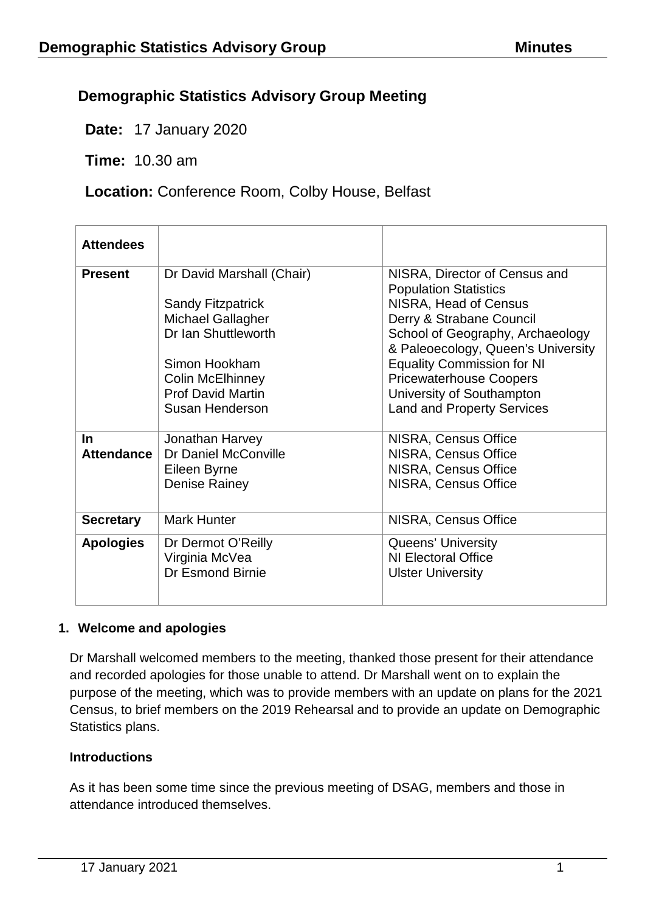# Demographic Statistics Advisory Group Meeting

**Date:** 17 January 2020

**Time:** 10.30 am

**Location:** Conference Room, Colby House, Belfast

| Attendees | | |
|---|---|---|
| **Present** | Dr David Marshall (Chair) | NISRA, Director of Census and Population Statistics |
| | Sandy Fitzpatrick | NISRA, Head of Census |
| | Michael Gallagher | Derry & Strabane Council |
| | Dr Ian Shuttleworth | School of Geography, Archaeology & Paleoecology, Queen's University |
| | Simon Hookham | Equality Commission for NI |
| | Colin McElhinney | Pricewaterhouse Coopers |
| | Prof David Martin | University of Southampton |
| | Susan Henderson | Land and Property Services |
| **In Attendance** | Jonathan Harvey | NISRA, Census Office |
| | Dr Daniel McConville | NISRA, Census Office |
| | Eileen Byrne | NISRA, Census Office |
| | Denise Rainey | NISRA, Census Office |
| **Secretary** | Mark Hunter | NISRA, Census Office |
| **Apologies** | Dr Dermot O'Reilly | Queens' University |
| | Virginia McVea | NI Electoral Office |
| | Dr Esmond Birnie | Ulster University |

## 1. Welcome and apologies

Dr Marshall welcomed members to the meeting, thanked those present for their attendance and recorded apologies for those unable to attend. Dr Marshall went on to explain the purpose of the meeting, which was to provide members with an update on plans for the 2021 Census, to brief members on the 2019 Rehearsal and to provide an update on Demographic Statistics plans.

### Introductions

As it has been some time since the previous meeting of DSAG, members and those in attendance introduced themselves.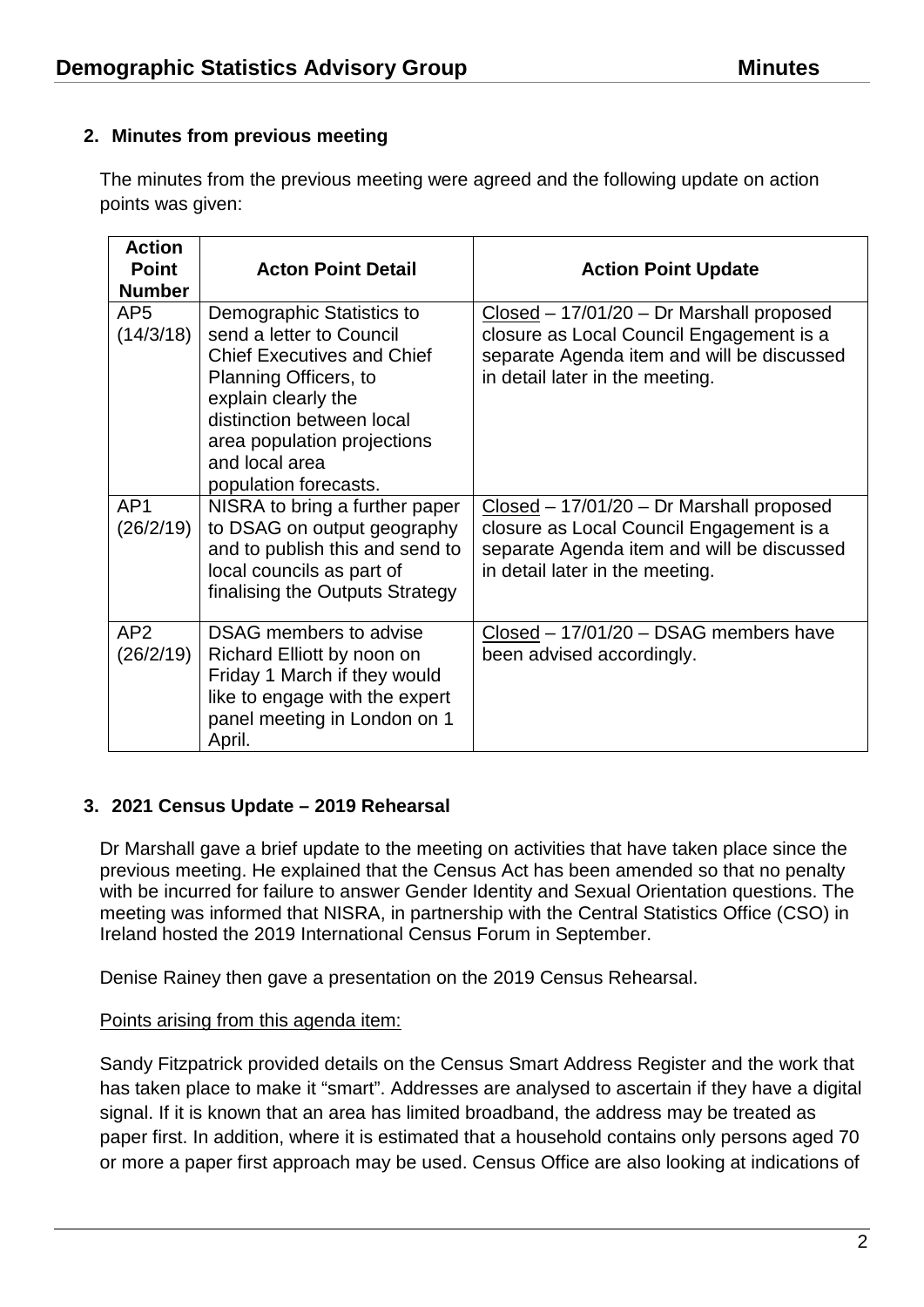## 2. Minutes from previous meeting

The minutes from the previous meeting were agreed and the following update on action points was given:

| Action Point Number | Acton Point Detail | Action Point Update |
|---|---|---|
| AP5 (14/3/18) | Demographic Statistics to send a letter to Council Chief Executives and Chief Planning Officers, to explain clearly the distinction between local area population projections and local area population forecasts. | Closed – 17/01/20 – Dr Marshall proposed closure as Local Council Engagement is a separate Agenda item and will be discussed in detail later in the meeting. |
| AP1 (26/2/19) | NISRA to bring a further paper to DSAG on output geography and to publish this and send to local councils as part of finalising the Outputs Strategy | Closed – 17/01/20 – Dr Marshall proposed closure as Local Council Engagement is a separate Agenda item and will be discussed in detail later in the meeting. |
| AP2 (26/2/19) | DSAG members to advise Richard Elliott by noon on Friday 1 March if they would like to engage with the expert panel meeting in London on 1 April. | Closed – 17/01/20 – DSAG members have been advised accordingly. |

## 3. 2021 Census Update – 2019 Rehearsal

Dr Marshall gave a brief update to the meeting on activities that have taken place since the previous meeting. He explained that the Census Act has been amended so that no penalty with be incurred for failure to answer Gender Identity and Sexual Orientation questions. The meeting was informed that NISRA, in partnership with the Central Statistics Office (CSO) in Ireland hosted the 2019 International Census Forum in September.

Denise Rainey then gave a presentation on the 2019 Census Rehearsal.

Points arising from this agenda item:

Sandy Fitzpatrick provided details on the Census Smart Address Register and the work that has taken place to make it "smart". Addresses are analysed to ascertain if they have a digital signal. If it is known that an area has limited broadband, the address may be treated as paper first. In addition, where it is estimated that a household contains only persons aged 70 or more a paper first approach may be used. Census Office are also looking at indications of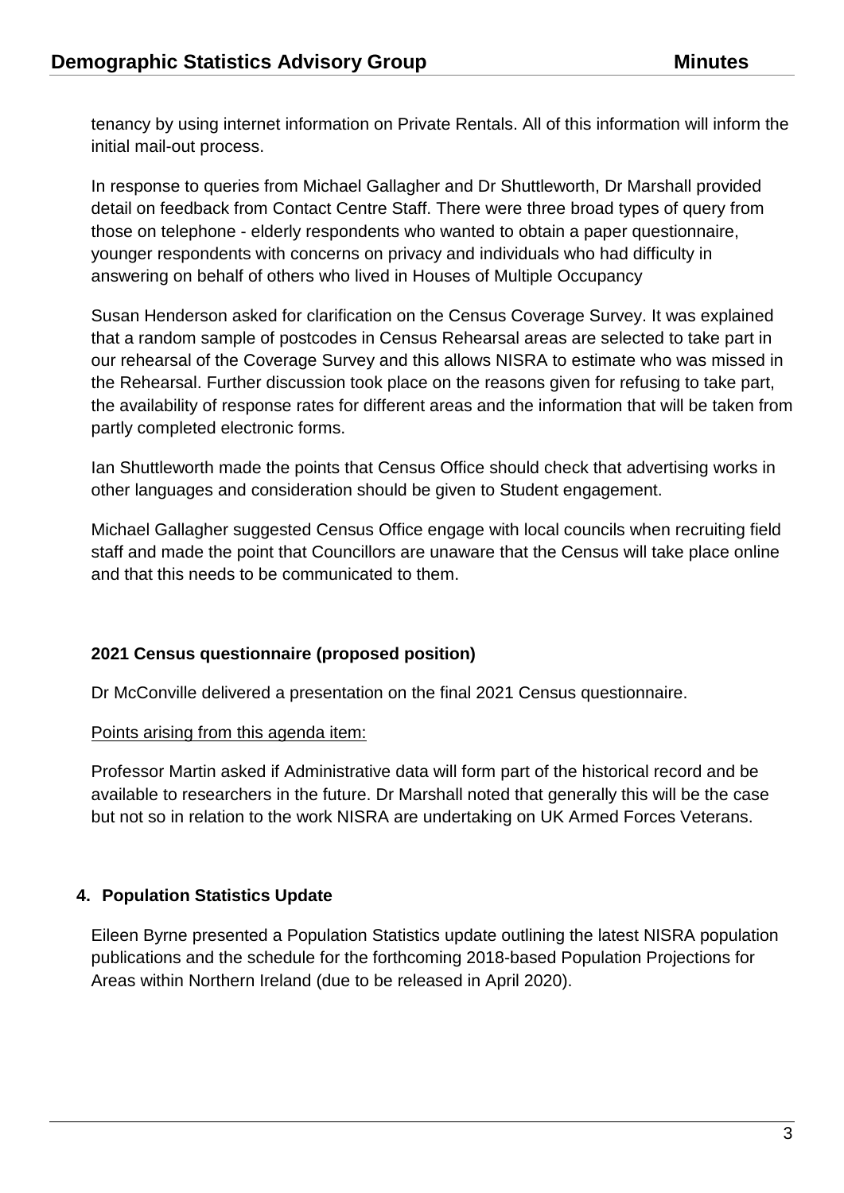tenancy by using internet information on Private Rentals. All of this information will inform the initial mail-out process.

In response to queries from Michael Gallagher and Dr Shuttleworth, Dr Marshall provided detail on feedback from Contact Centre Staff. There were three broad types of query from those on telephone - elderly respondents who wanted to obtain a paper questionnaire, younger respondents with concerns on privacy and individuals who had difficulty in answering on behalf of others who lived in Houses of Multiple Occupancy

Susan Henderson asked for clarification on the Census Coverage Survey. It was explained that a random sample of postcodes in Census Rehearsal areas are selected to take part in our rehearsal of the Coverage Survey and this allows NISRA to estimate who was missed in the Rehearsal. Further discussion took place on the reasons given for refusing to take part, the availability of response rates for different areas and the information that will be taken from partly completed electronic forms.

Ian Shuttleworth made the points that Census Office should check that advertising works in other languages and consideration should be given to Student engagement.

Michael Gallagher suggested Census Office engage with local councils when recruiting field staff and made the point that Councillors are unaware that the Census will take place online and that this needs to be communicated to them.

**2021 Census questionnaire (proposed position)**

Dr McConville delivered a presentation on the final 2021 Census questionnaire.

Points arising from this agenda item:

Professor Martin asked if Administrative data will form part of the historical record and be available to researchers in the future. Dr Marshall noted that generally this will be the case but not so in relation to the work NISRA are undertaking on UK Armed Forces Veterans.

## 4. Population Statistics Update

Eileen Byrne presented a Population Statistics update outlining the latest NISRA population publications and the schedule for the forthcoming 2018-based Population Projections for Areas within Northern Ireland (due to be released in April 2020).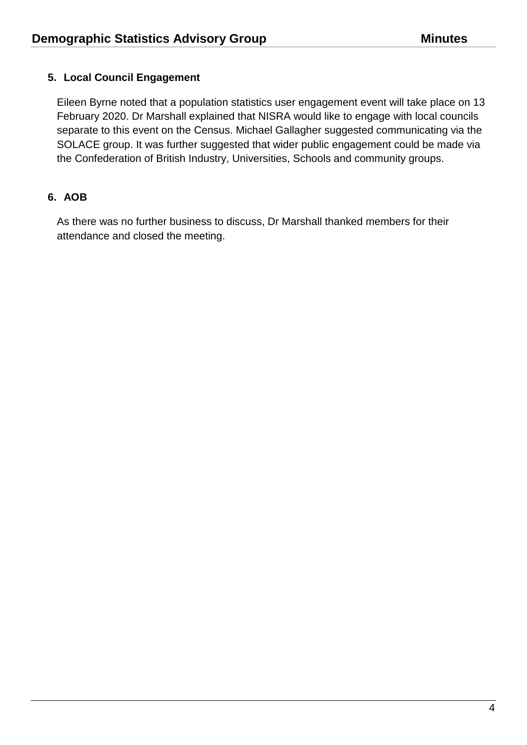## 5. Local Council Engagement

Eileen Byrne noted that a population statistics user engagement event will take place on 13 February 2020. Dr Marshall explained that NISRA would like to engage with local councils separate to this event on the Census. Michael Gallagher suggested communicating via the SOLACE group. It was further suggested that wider public engagement could be made via the Confederation of British Industry, Universities, Schools and community groups.

## 6. AOB

As there was no further business to discuss, Dr Marshall thanked members for their attendance and closed the meeting.